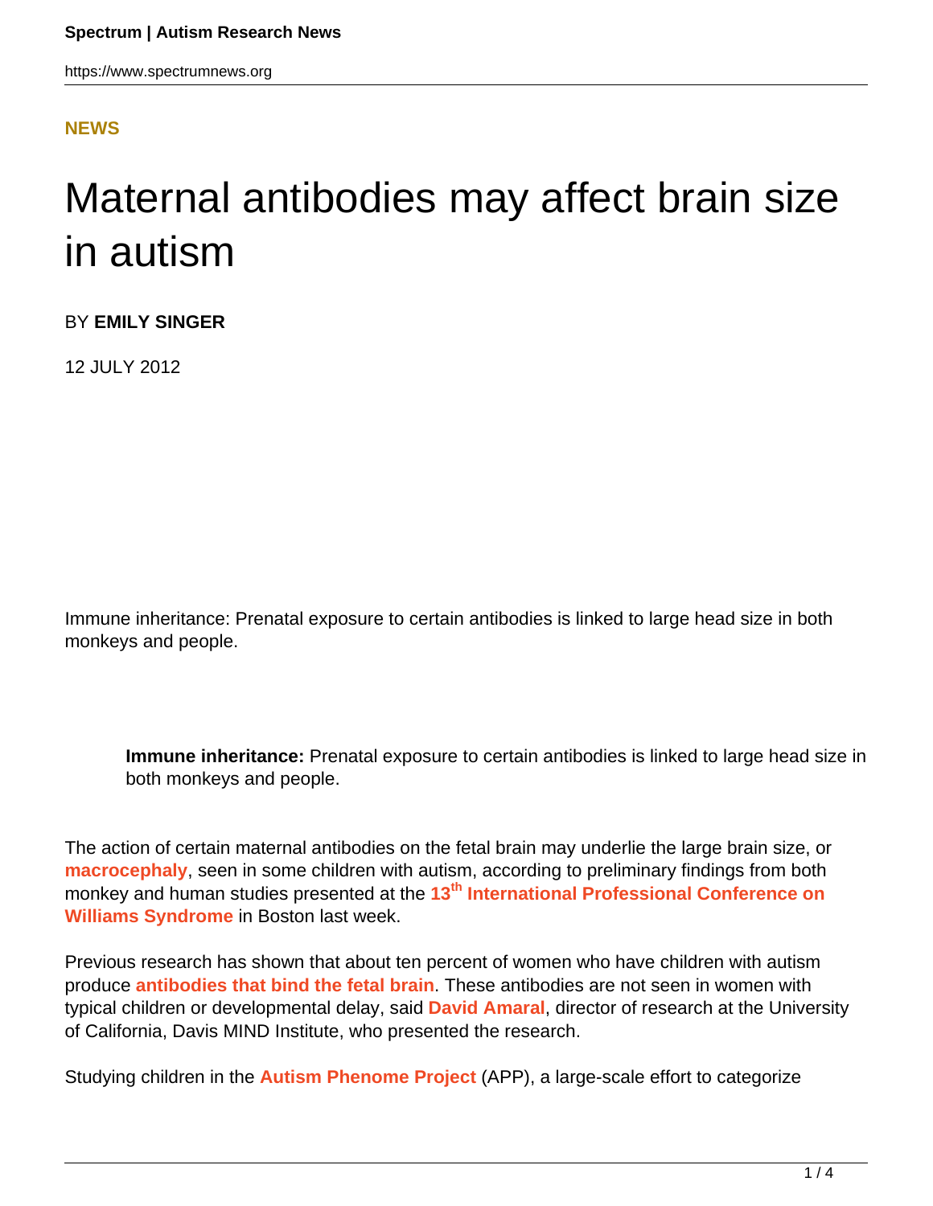NEWS

# Maternal antibodies may affect brain size in autism

BY **EMILY SINGER**

12 JULY 2012

Immune inheritance: Prenatal exposure to certain antibodies is linked to large head size in both monkeys and people.

> **Immune inheritance:** Prenatal exposure to certain antibodies is linked to large head size in both monkeys and people.

The action of certain maternal antibodies on the fetal brain may underlie the large brain size, or **macrocephaly**, seen in some children with autism, according to preliminary findings from both monkey and human studies presented at the **13th International Professional Conference on Williams Syndrome** in Boston last week.

Previous research has shown that about ten percent of women who have children with autism produce **antibodies that bind the fetal brain**. These antibodies are not seen in women with typical children or developmental delay, said **David Amaral**, director of research at the University of California, Davis MIND Institute, who presented the research.

Studying children in the **Autism Phenome Project** (APP), a large-scale effort to categorize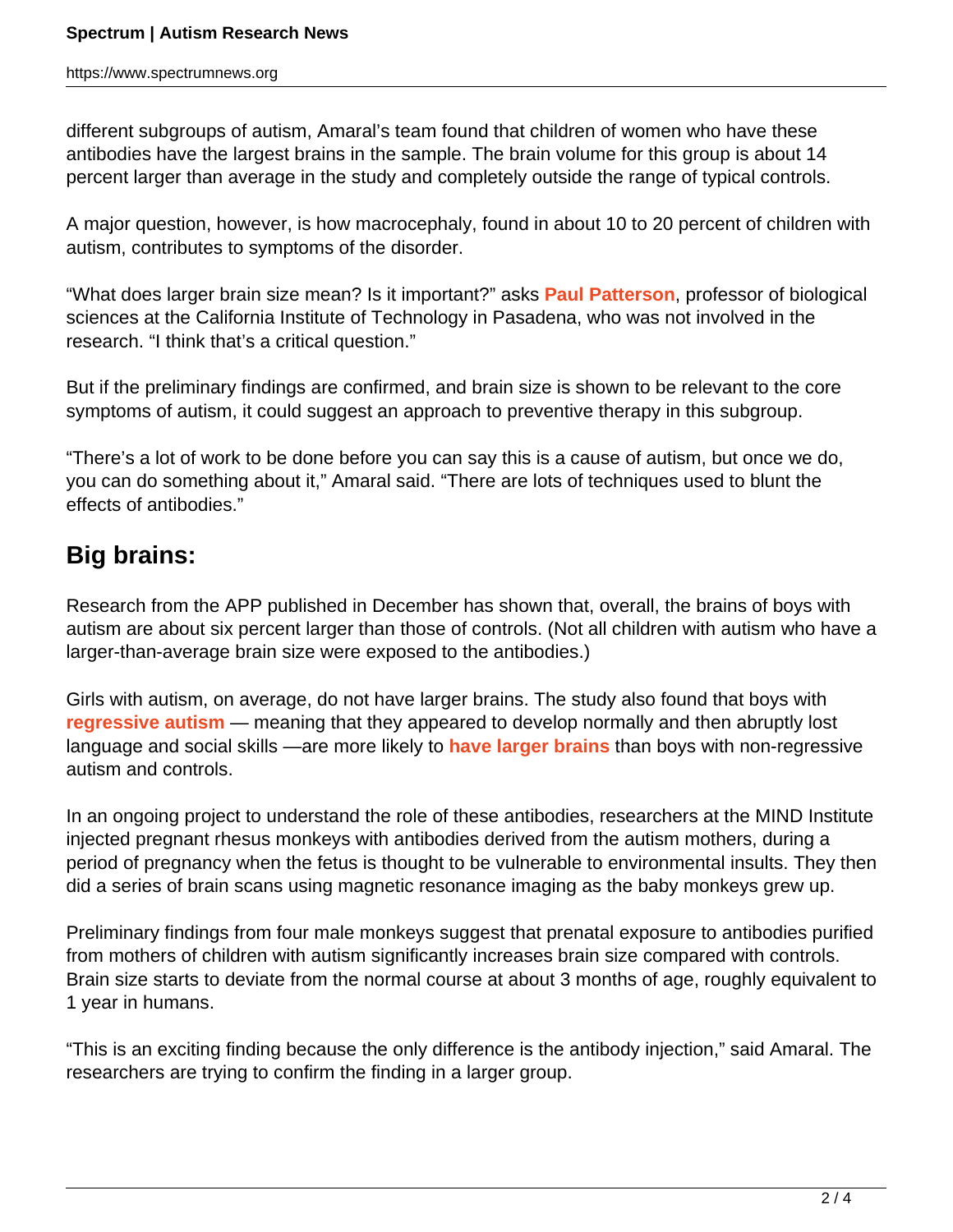different subgroups of autism, Amaral's team found that children of women who have these antibodies have the largest brains in the sample. The brain volume for this group is about 14 percent larger than average in the study and completely outside the range of typical controls.

A major question, however, is how macrocephaly, found in about 10 to 20 percent of children with autism, contributes to symptoms of the disorder.

"What does larger brain size mean? Is it important?" asks **Paul Patterson**, professor of biological sciences at the California Institute of Technology in Pasadena, who was not involved in the research. "I think that's a critical question."

But if the preliminary findings are confirmed, and brain size is shown to be relevant to the core symptoms of autism, it could suggest an approach to preventive therapy in this subgroup.

"There's a lot of work to be done before you can say this is a cause of autism, but once we do, you can do something about it," Amaral said. "There are lots of techniques used to blunt the effects of antibodies."

## Big brains:

Research from the APP published in December has shown that, overall, the brains of boys with autism are about six percent larger than those of controls. (Not all children with autism who have a larger-than-average brain size were exposed to the antibodies.)

Girls with autism, on average, do not have larger brains. The study also found that boys with **regressive autism** — meaning that they appeared to develop normally and then abruptly lost language and social skills —are more likely to **have larger brains** than boys with non-regressive autism and controls.

In an ongoing project to understand the role of these antibodies, researchers at the MIND Institute injected pregnant rhesus monkeys with antibodies derived from the autism mothers, during a period of pregnancy when the fetus is thought to be vulnerable to environmental insults. They then did a series of brain scans using magnetic resonance imaging as the baby monkeys grew up.

Preliminary findings from four male monkeys suggest that prenatal exposure to antibodies purified from mothers of children with autism significantly increases brain size compared with controls. Brain size starts to deviate from the normal course at about 3 months of age, roughly equivalent to 1 year in humans.

"This is an exciting finding because the only difference is the antibody injection," said Amaral. The researchers are trying to confirm the finding in a larger group.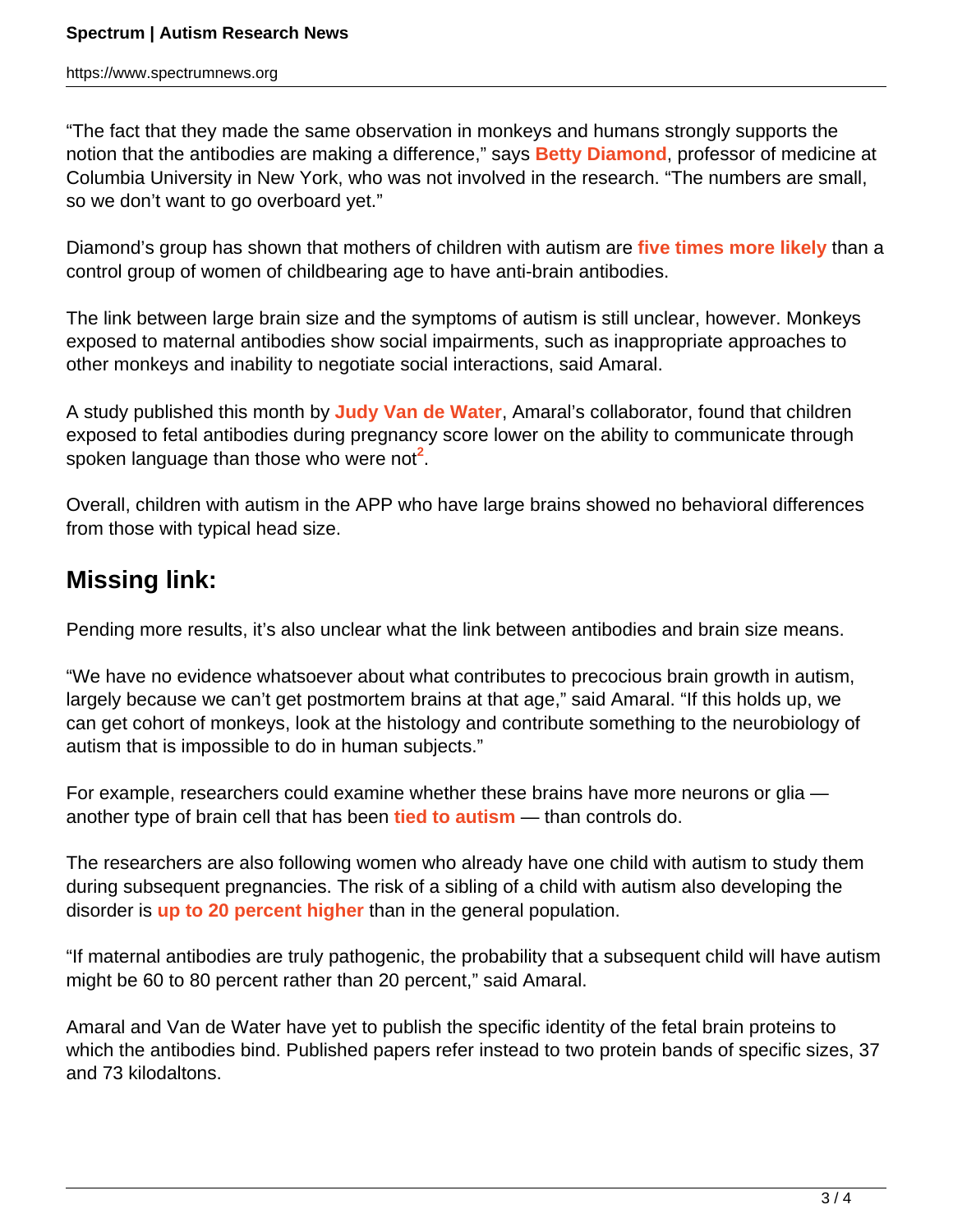“The fact that they made the same observation in monkeys and humans strongly supports the notion that the antibodies are making a difference,” says **Betty Diamond**, professor of medicine at Columbia University in New York, who was not involved in the research. “The numbers are small, so we don’t want to go overboard yet.”

Diamond’s group has shown that mothers of children with autism are **five times more likely** than a control group of women of childbearing age to have anti-brain antibodies.

The link between large brain size and the symptoms of autism is still unclear, however. Monkeys exposed to maternal antibodies show social impairments, such as inappropriate approaches to other monkeys and inability to negotiate social interactions, said Amaral.

A study published this month by **Judy Van de Water**, Amaral’s collaborator, found that children exposed to fetal antibodies during pregnancy score lower on the ability to communicate through spoken language than those who were not[2].

Overall, children with autism in the APP who have large brains showed no behavioral differences from those with typical head size.

## Missing link:

Pending more results, it’s also unclear what the link between antibodies and brain size means.

“We have no evidence whatsoever about what contributes to precocious brain growth in autism, largely because we can’t get postmortem brains at that age,” said Amaral. “If this holds up, we can get cohort of monkeys, look at the histology and contribute something to the neurobiology of autism that is impossible to do in human subjects.”

For example, researchers could examine whether these brains have more neurons or glia — another type of brain cell that has been **tied to autism** — than controls do.

The researchers are also following women who already have one child with autism to study them during subsequent pregnancies. The risk of a sibling of a child with autism also developing the disorder is **up to 20 percent higher** than in the general population.

“If maternal antibodies are truly pathogenic, the probability that a subsequent child will have autism might be 60 to 80 percent rather than 20 percent,” said Amaral.

Amaral and Van de Water have yet to publish the specific identity of the fetal brain proteins to which the antibodies bind. Published papers refer instead to two protein bands of specific sizes, 37 and 73 kilodaltons.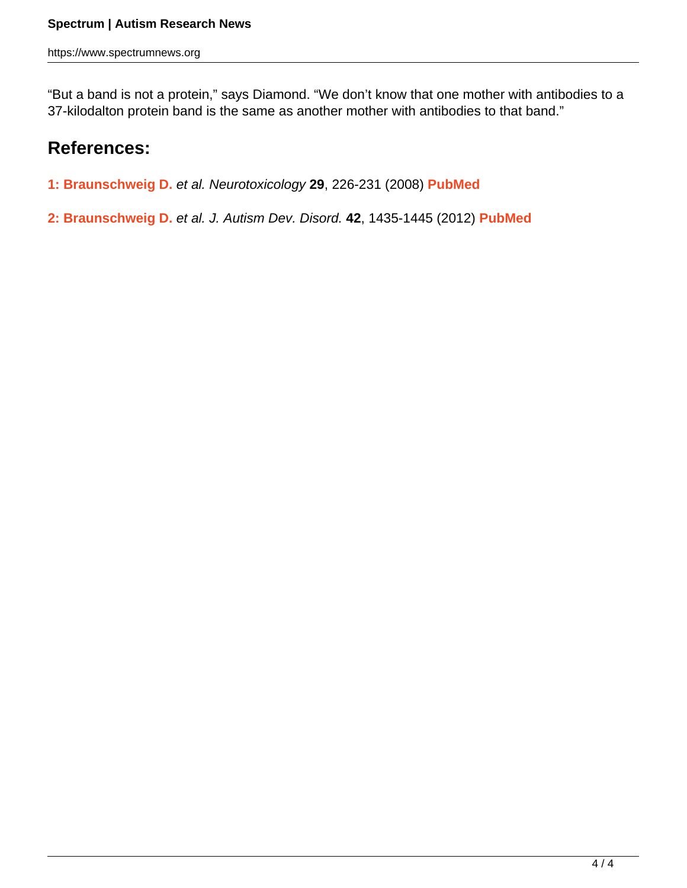“But a band is not a protein,” says Diamond. “We don’t know that one mother with antibodies to a 37-kilodalton protein band is the same as another mother with antibodies to that band.”

## References:

1: Braunschweig D. *et al. Neurotoxicology* **29**, 226-231 (2008) PubMed

2: Braunschweig D. *et al. J. Autism Dev. Disord.* **42**, 1435-1445 (2012) PubMed